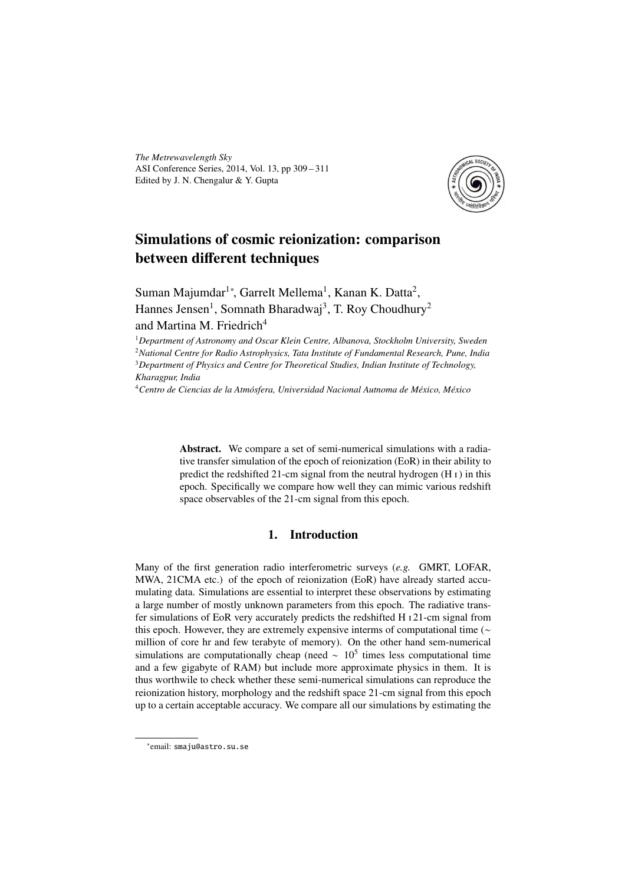# Simulations of cosmic reionization: comparison between different techniques

Suman Majumdar[1*], Garrelt Mellema[1], Kanan K. Datta[2], Hannes Jensen[1], Somnath Bharadwaj[3], T. Roy Choudhury[2] and Martina M. Friedrich[4]

[1]*Department of Astronomy and Oscar Klein Centre, Albanova, Stockholm University, Sweden*
[2]*National Centre for Radio Astrophysics, Tata Institute of Fundamental Research, Pune, India*
[3]*Department of Physics and Centre for Theoretical Studies, Indian Institute of Technology, Kharagpur, India*
[4]*Centro de Ciencias de la Atmósfera, Universidad Nacional Autnoma de México, México*

**Abstract.** We compare a set of semi-numerical simulations with a radiative transfer simulation of the epoch of reionization (EoR) in their ability to predict the redshifted 21-cm signal from the neutral hydrogen (H I) in this epoch. Specifically we compare how well they can mimic various redshift space observables of the 21-cm signal from this epoch.

## 1. Introduction

Many of the first generation radio interferometric surveys (*e.g.* GMRT, LOFAR, MWA, 21CMA etc.) of the epoch of reionization (EoR) have already started accumulating data. Simulations are essential to interpret these observations by estimating a large number of mostly unknown parameters from this epoch. The radiative transfer simulations of EoR very accurately predicts the redshifted H I 21-cm signal from this epoch. However, they are extremely expensive interms of computational time ($\sim$ million of core hr and few terabyte of memory). On the other hand sem-numerical simulations are computationally cheap (need $\sim 10^5$ times less computational time and a few gigabyte of RAM) but include more approximate physics in them. It is thus worthwile to check whether these semi-numerical simulations can reproduce the reionization history, morphology and the redshift space 21-cm signal from this epoch up to a certain acceptable accuracy. We compare all our simulations by estimating the

*email: smaju@astro.su.se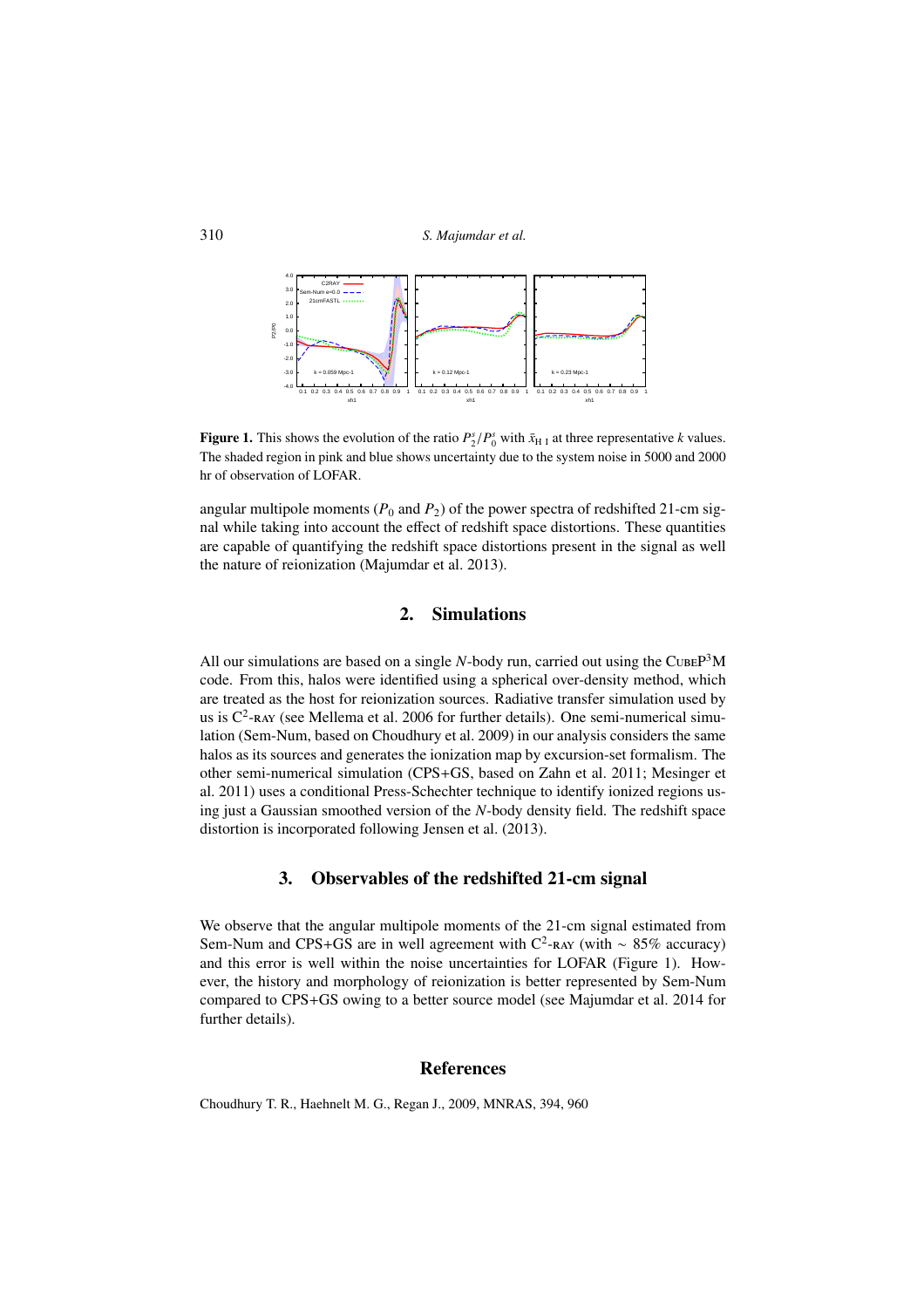**Figure 1.** This shows the evolution of the ratio $P_2^s/P_0^s$ with $\bar{x}_{\rm H\,I}$ at three representative $k$ values. The shaded region in pink and blue shows uncertainty due to the system noise in 5000 and 2000 hr of observation of LOFAR.

angular multipole moments ($P_0$ and $P_2$) of the power spectra of redshifted 21-cm signal while taking into account the effect of redshift space distortions. These quantities are capable of quantifying the redshift space distortions present in the signal as well the nature of reionization (Majumdar et al. 2013).

## 2. Simulations

All our simulations are based on a single *N*-body run, carried out using the CubeP$^3$M code. From this, halos were identified using a spherical over-density method, which are treated as the host for reionization sources. Radiative transfer simulation used by us is C$^2$-ray (see Mellema et al. 2006 for further details). One semi-numerical simulation (Sem-Num, based on Choudhury et al. 2009) in our analysis considers the same halos as its sources and generates the ionization map by excursion-set formalism. The other semi-numerical simulation (CPS+GS, based on Zahn et al. 2011; Mesinger et al. 2011) uses a conditional Press-Schechter technique to identify ionized regions using just a Gaussian smoothed version of the *N*-body density field. The redshift space distortion is incorporated following Jensen et al. (2013).

## 3. Observables of the redshifted 21-cm signal

We observe that the angular multipole moments of the 21-cm signal estimated from Sem-Num and CPS+GS are in well agreement with C$^2$-ray (with $\sim$ 85% accuracy) and this error is well within the noise uncertainties for LOFAR (Figure 1). However, the history and morphology of reionization is better represented by Sem-Num compared to CPS+GS owing to a better source model (see Majumdar et al. 2014 for further details).

## References

Choudhury T. R., Haehnelt M. G., Regan J., 2009, MNRAS, 394, 960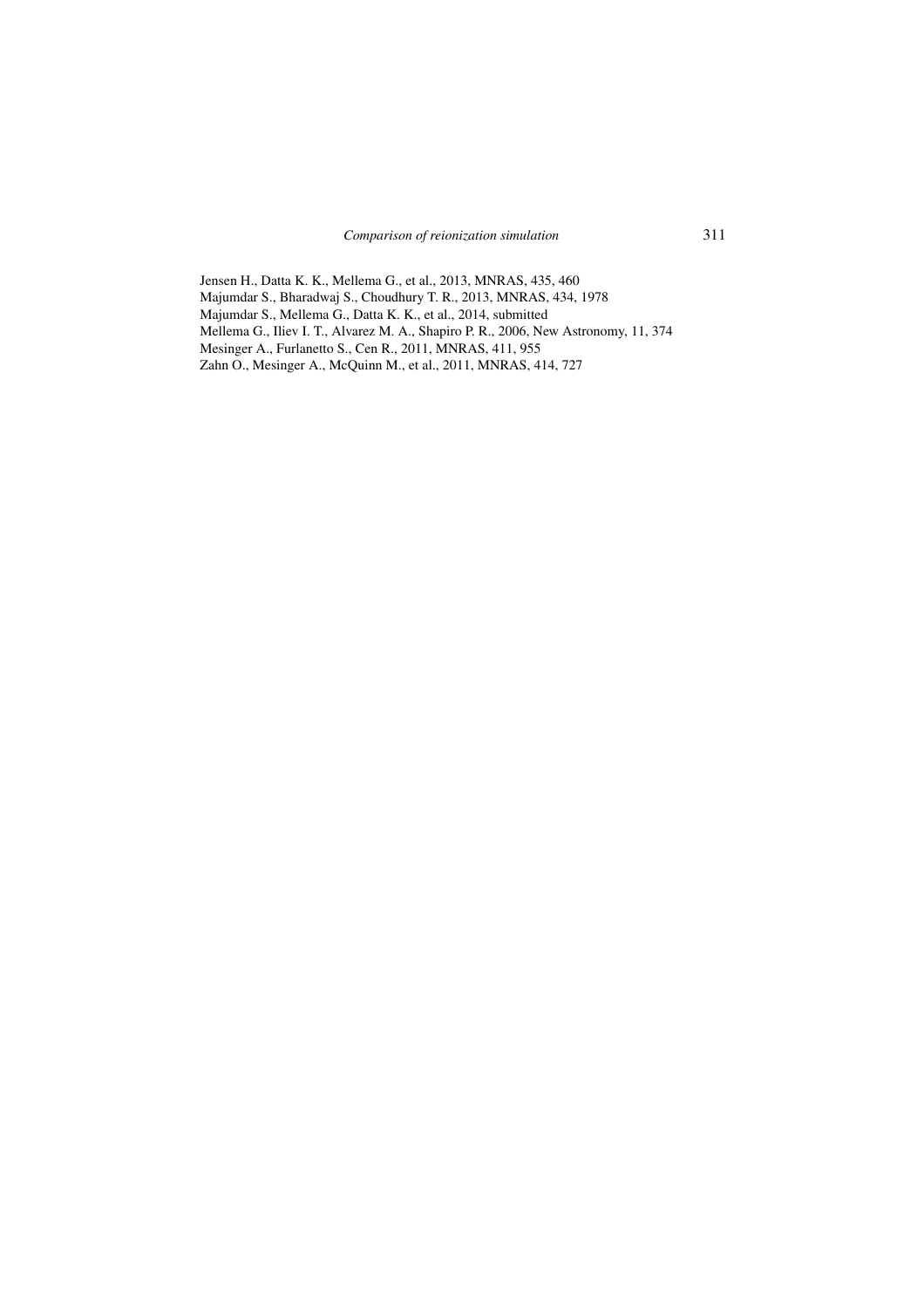Jensen H., Datta K. K., Mellema G., et al., 2013, MNRAS, 435, 460
Majumdar S., Bharadwaj S., Choudhury T. R., 2013, MNRAS, 434, 1978
Majumdar S., Mellema G., Datta K. K., et al., 2014, submitted
Mellema G., Iliev I. T., Alvarez M. A., Shapiro P. R., 2006, New Astronomy, 11, 374
Mesinger A., Furlanetto S., Cen R., 2011, MNRAS, 411, 955
Zahn O., Mesinger A., McQuinn M., et al., 2011, MNRAS, 414, 727